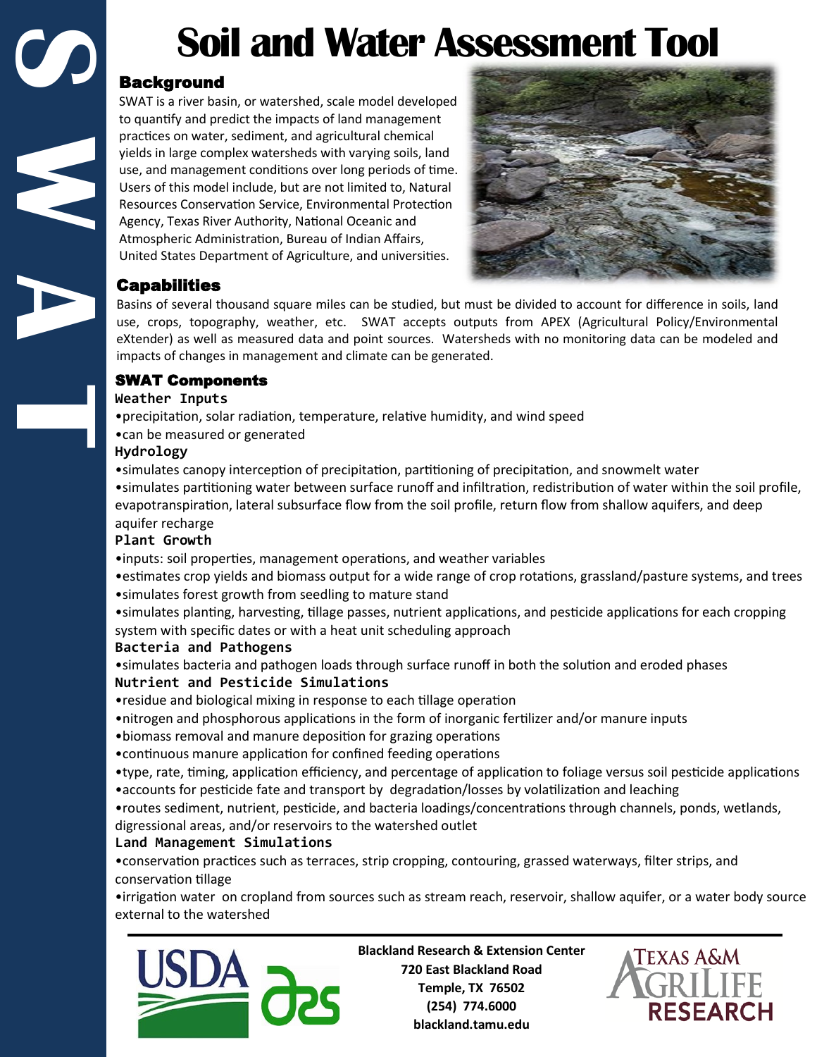# Soil and Water Assessment Tool

## Background

SWAT is a river basin, or watershed, scale model developed to quantify and predict the impacts of land management practices on water, sediment, and agricultural chemical yields in large complex watersheds with varying soils, land use, and management conditions over long periods of time. Users of this model include, but are not limited to, Natural Resources Conservation Service, Environmental Protection Agency, Texas River Authority, National Oceanic and Atmospheric Administration, Bureau of Indian Affairs, United States Department of Agriculture, and universities.

## Capabilities

Basins of several thousand square miles can be studied, but must be divided to account for difference in soils, land use, crops, topography, weather, etc. SWAT accepts outputs from APEX (Agricultural Policy/Environmental eXtender) as well as measured data and point sources. Watersheds with no monitoring data can be modeled and impacts of changes in management and climate can be generated.

## SWAT Components

### Weather Inputs

- precipitation, solar radiation, temperature, relative humidity, and wind speed
- can be measured or generated

### Hydrology

- simulates canopy interception of precipitation, partitioning of precipitation, and snowmelt water
- simulates partitioning water between surface runoff and infiltration, redistribution of water within the soil profile, evapotranspiration, lateral subsurface flow from the soil profile, return flow from shallow aquifers, and deep aquifer recharge

### Plant Growth

- inputs: soil properties, management operations, and weather variables
- estimates crop yields and biomass output for a wide range of crop rotations, grassland/pasture systems, and trees
- simulates forest growth from seedling to mature stand
- simulates planting, harvesting, tillage passes, nutrient applications, and pesticide applications for each cropping system with specific dates or with a heat unit scheduling approach

### Bacteria and Pathogens

- simulates bacteria and pathogen loads through surface runoff in both the solution and eroded phases

### Nutrient and Pesticide Simulations

- residue and biological mixing in response to each tillage operation
- nitrogen and phosphorous applications in the form of inorganic fertilizer and/or manure inputs
- biomass removal and manure deposition for grazing operations
- continuous manure application for confined feeding operations
- type, rate, timing, application efficiency, and percentage of application to foliage versus soil pesticide applications
- accounts for pesticide fate and transport by degradation/losses by volatilization and leaching
- routes sediment, nutrient, pesticide, and bacteria loadings/concentrations through channels, ponds, wetlands, digressional areas, and/or reservoirs to the watershed outlet

### Land Management Simulations

- conservation practices such as terraces, strip cropping, contouring, grassed waterways, filter strips, and conservation tillage
- irrigation water on cropland from sources such as stream reach, reservoir, shallow aquifer, or a water body source external to the watershed

**Blackland Research & Extension Center**
**720 East Blackland Road**
**Temple, TX 76502**
**(254) 774.6000**
**blackland.tamu.edu**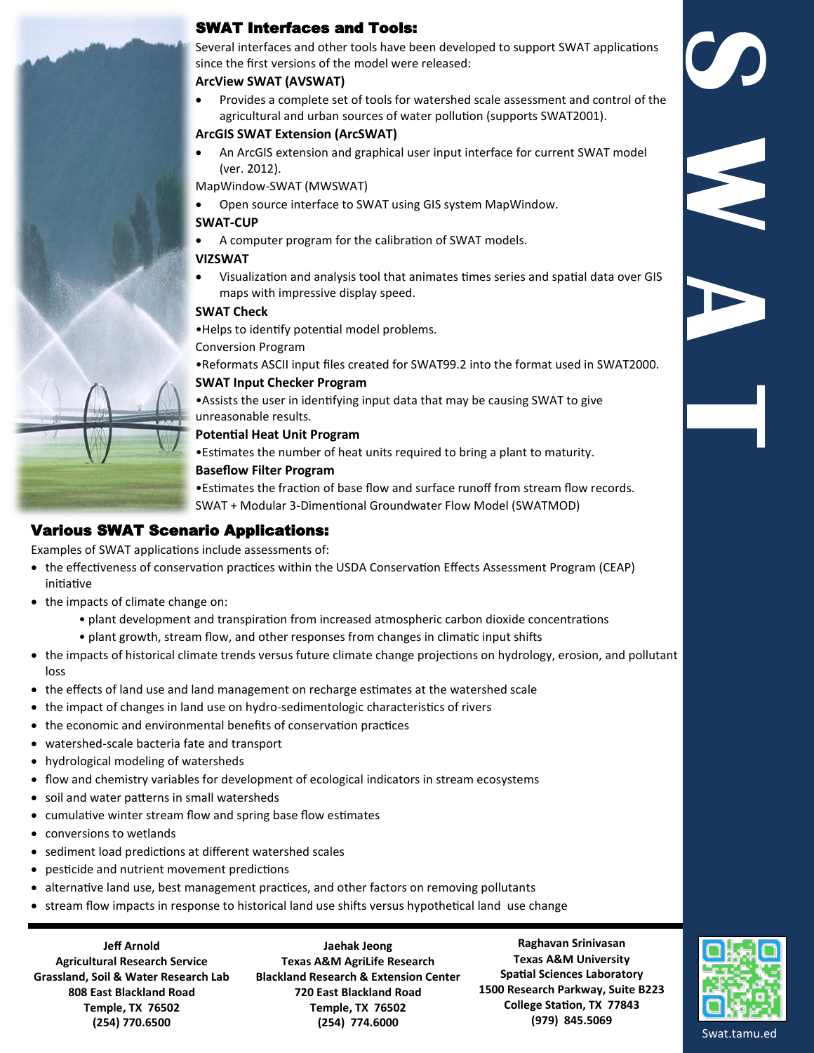## SWAT Interfaces and Tools:

Several interfaces and other tools have been developed to support SWAT applications since the first versions of the model were released:

**ArcView SWAT (AVSWAT)**

- Provides a complete set of tools for watershed scale assessment and control of the agricultural and urban sources of water pollution (supports SWAT2001).

**ArcGIS SWAT Extension (ArcSWAT)**

- An ArcGIS extension and graphical user input interface for current SWAT model (ver. 2012).

MapWindow-SWAT (MWSWAT)

- Open source interface to SWAT using GIS system MapWindow.

**SWAT-CUP**

- A computer program for the calibration of SWAT models.

**VIZSWAT**

- Visualization and analysis tool that animates times series and spatial data over GIS maps with impressive display speed.

**SWAT Check**

•Helps to identify potential model problems.

Conversion Program

•Reformats ASCII input files created for SWAT99.2 into the format used in SWAT2000.

**SWAT Input Checker Program**

•Assists the user in identifying input data that may be causing SWAT to give unreasonable results.

**Potential Heat Unit Program**

•Estimates the number of heat units required to bring a plant to maturity.

**Baseflow Filter Program**

•Estimates the fraction of base flow and surface runoff from stream flow records.

SWAT + Modular 3-Dimentional Groundwater Flow Model (SWATMOD)

## Various SWAT Scenario Applications:

Examples of SWAT applications include assessments of:

- the effectiveness of conservation practices within the USDA Conservation Effects Assessment Program (CEAP) initiative
- the impacts of climate change on:
  - plant development and transpiration from increased atmospheric carbon dioxide concentrations
  - plant growth, stream flow, and other responses from changes in climatic input shifts
- the impacts of historical climate trends versus future climate change projections on hydrology, erosion, and pollutant loss
- the effects of land use and land management on recharge estimates at the watershed scale
- the impact of changes in land use on hydro-sedimentologic characteristics of rivers
- the economic and environmental benefits of conservation practices
- watershed-scale bacteria fate and transport
- hydrological modeling of watersheds
- flow and chemistry variables for development of ecological indicators in stream ecosystems
- soil and water patterns in small watersheds
- cumulative winter stream flow and spring base flow estimates
- conversions to wetlands
- sediment load predictions at different watershed scales
- pesticide and nutrient movement predictions
- alternative land use, best management practices, and other factors on removing pollutants
- stream flow impacts in response to historical land use shifts versus hypothetical land use change

**Jeff Arnold**
**Agricultural Research Service**
**Grassland, Soil & Water Research Lab**
**808 East Blackland Road**
**Temple, TX 76502**
**(254) 770.6500**

**Jaehak Jeong**
**Texas A&M AgriLife Research**
**Blackland Research & Extension Center**
**720 East Blackland Road**
**Temple, TX 76502**
**(254) 774.6000**

**Raghavan Srinivasan**
**Texas A&M University**
**Spatial Sciences Laboratory**
**1500 Research Parkway, Suite B223**
**College Station, TX 77843**
**(979) 845.5069**

SWAT

Swat.tamu.ed